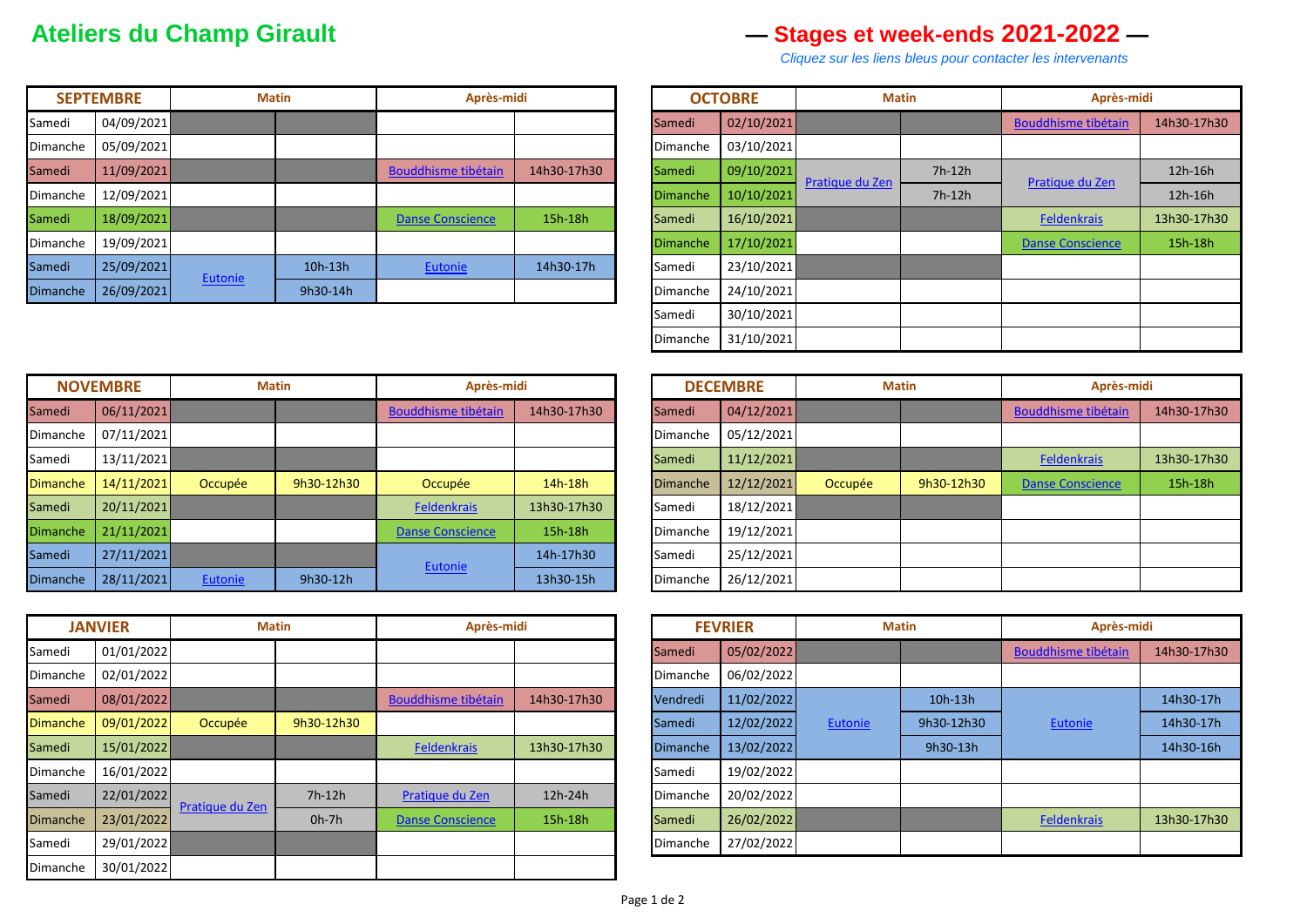# Ateliers du Champ Girault

## — Stages et week-ends 2021-2022 —

*Cliquez sur les liens bleus pour contacter les intervenants*

| SEPTEMBRE | | Matin | | Après-midi | |
|---|---|---|---|---|---|
| Samedi | 04/09/2021 | | | | |
| Dimanche | 05/09/2021 | | | | |
| Samedi | 11/09/2021 | | | Bouddhisme tibétain | 14h30-17h30 |
| Dimanche | 12/09/2021 | | | | |
| Samedi | 18/09/2021 | | | Danse Conscience | 15h-18h |
| Dimanche | 19/09/2021 | | | | |
| Samedi | 25/09/2021 | Eutonie | 10h-13h | Eutonie | 14h30-17h |
| Dimanche | 26/09/2021 | | 9h30-14h | | |

| OCTOBRE | | Matin | | Après-midi | |
|---|---|---|---|---|---|
| Samedi | 02/10/2021 | | | Bouddhisme tibétain | 14h30-17h30 |
| Dimanche | 03/10/2021 | | | | |
| Samedi | 09/10/2021 | Pratique du Zen | 7h-12h | Pratique du Zen | 12h-16h |
| Dimanche | 10/10/2021 | | 7h-12h | | 12h-16h |
| Samedi | 16/10/2021 | | | Feldenkrais | 13h30-17h30 |
| Dimanche | 17/10/2021 | | | Danse Conscience | 15h-18h |
| Samedi | 23/10/2021 | | | | |
| Dimanche | 24/10/2021 | | | | |
| Samedi | 30/10/2021 | | | | |
| Dimanche | 31/10/2021 | | | | |

| NOVEMBRE | | Matin | | Après-midi | |
|---|---|---|---|---|---|
| Samedi | 06/11/2021 | | | Bouddhisme tibétain | 14h30-17h30 |
| Dimanche | 07/11/2021 | | | | |
| Samedi | 13/11/2021 | | | | |
| Dimanche | 14/11/2021 | Occupée | 9h30-12h30 | Occupée | 14h-18h |
| Samedi | 20/11/2021 | | | Feldenkrais | 13h30-17h30 |
| Dimanche | 21/11/2021 | | | Danse Conscience | 15h-18h |
| Samedi | 27/11/2021 | | | Eutonie | 14h-17h30 |
| Dimanche | 28/11/2021 | Eutonie | 9h30-12h | | 13h30-15h |

| DECEMBRE | | Matin | | Après-midi | |
|---|---|---|---|---|---|
| Samedi | 04/12/2021 | | | Bouddhisme tibétain | 14h30-17h30 |
| Dimanche | 05/12/2021 | | | | |
| Samedi | 11/12/2021 | | | Feldenkrais | 13h30-17h30 |
| Dimanche | 12/12/2021 | Occupée | 9h30-12h30 | Danse Conscience | 15h-18h |
| Samedi | 18/12/2021 | | | | |
| Dimanche | 19/12/2021 | | | | |
| Samedi | 25/12/2021 | | | | |
| Dimanche | 26/12/2021 | | | | |

| JANVIER | | Matin | | Après-midi | |
|---|---|---|---|---|---|
| Samedi | 01/01/2022 | | | | |
| Dimanche | 02/01/2022 | | | | |
| Samedi | 08/01/2022 | | | Bouddhisme tibétain | 14h30-17h30 |
| Dimanche | 09/01/2022 | Occupée | 9h30-12h30 | | |
| Samedi | 15/01/2022 | | | Feldenkrais | 13h30-17h30 |
| Dimanche | 16/01/2022 | | | | |
| Samedi | 22/01/2022 | Pratique du Zen | 7h-12h | Pratique du Zen | 12h-24h |
| Dimanche | 23/01/2022 | | 0h-7h | Danse Conscience | 15h-18h |
| Samedi | 29/01/2022 | | | | |
| Dimanche | 30/01/2022 | | | | |

| FEVRIER | | Matin | | Après-midi | |
|---|---|---|---|---|---|
| Samedi | 05/02/2022 | | | Bouddhisme tibétain | 14h30-17h30 |
| Dimanche | 06/02/2022 | | | | |
| Vendredi | 11/02/2022 | Eutonie | 10h-13h | Eutonie | 14h30-17h |
| Samedi | 12/02/2022 | | 9h30-12h30 | | 14h30-17h |
| Dimanche | 13/02/2022 | | 9h30-13h | | 14h30-16h |
| Samedi | 19/02/2022 | | | | |
| Dimanche | 20/02/2022 | | | | |
| Samedi | 26/02/2022 | | | Feldenkrais | 13h30-17h30 |
| Dimanche | 27/02/2022 | | | | |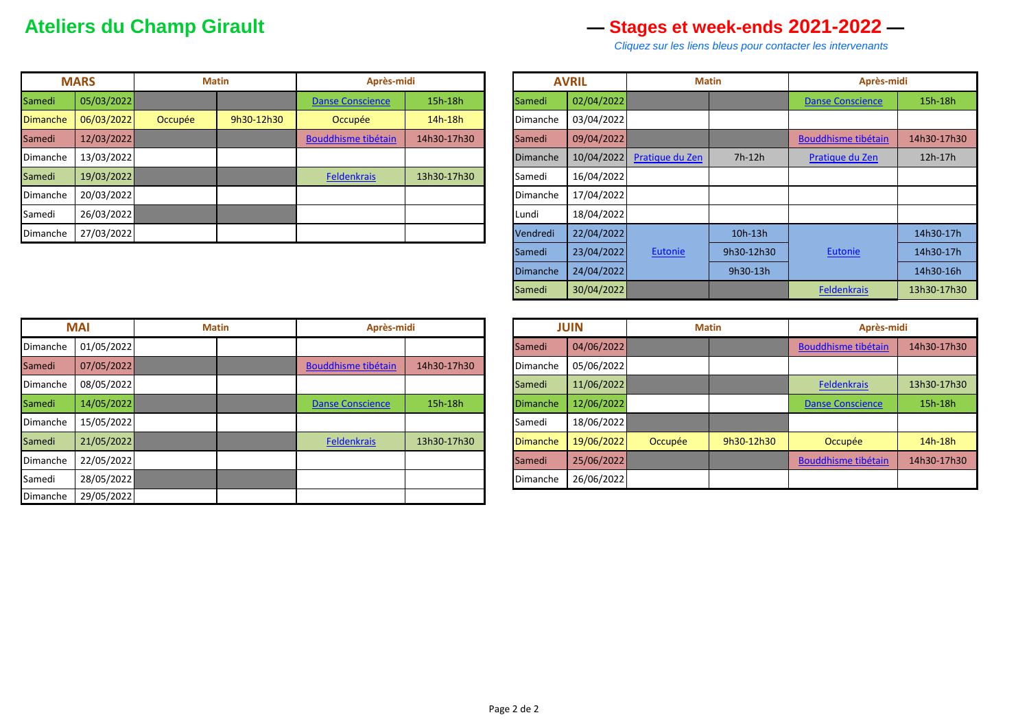# Ateliers du Champ Girault

## — Stages et week-ends 2021-2022 —

*Cliquez sur les liens bleus pour contacter les intervenants*

| MARS | | Matin | | Après-midi | |
|---|---|---|---|---|---|
| Samedi | 05/03/2022 | | | Danse Conscience | 15h-18h |
| Dimanche | 06/03/2022 | Occupée | 9h30-12h30 | Occupée | 14h-18h |
| Samedi | 12/03/2022 | | | Bouddhisme tibétain | 14h30-17h30 |
| Dimanche | 13/03/2022 | | | | |
| Samedi | 19/03/2022 | | | Feldenkrais | 13h30-17h30 |
| Dimanche | 20/03/2022 | | | | |
| Samedi | 26/03/2022 | | | | |
| Dimanche | 27/03/2022 | | | | |

| AVRIL | | Matin | | Après-midi | |
|---|---|---|---|---|---|
| Samedi | 02/04/2022 | | | Danse Conscience | 15h-18h |
| Dimanche | 03/04/2022 | | | | |
| Samedi | 09/04/2022 | | | Bouddhisme tibétain | 14h30-17h30 |
| Dimanche | 10/04/2022 | Pratique du Zen | 7h-12h | Pratique du Zen | 12h-17h |
| Samedi | 16/04/2022 | | | | |
| Dimanche | 17/04/2022 | | | | |
| Lundi | 18/04/2022 | | | | |
| Vendredi | 22/04/2022 | Eutonie | 10h-13h | Eutonie | 14h30-17h |
| Samedi | 23/04/2022 | | 9h30-12h30 | | 14h30-17h |
| Dimanche | 24/04/2022 | | 9h30-13h | | 14h30-16h |
| Samedi | 30/04/2022 | | | Feldenkrais | 13h30-17h30 |

| MAI | | Matin | | Après-midi | |
|---|---|---|---|---|---|
| Dimanche | 01/05/2022 | | | | |
| Samedi | 07/05/2022 | | | Bouddhisme tibétain | 14h30-17h30 |
| Dimanche | 08/05/2022 | | | | |
| Samedi | 14/05/2022 | | | Danse Conscience | 15h-18h |
| Dimanche | 15/05/2022 | | | | |
| Samedi | 21/05/2022 | | | Feldenkrais | 13h30-17h30 |
| Dimanche | 22/05/2022 | | | | |
| Samedi | 28/05/2022 | | | | |
| Dimanche | 29/05/2022 | | | | |

| JUIN | | Matin | | Après-midi | |
|---|---|---|---|---|---|
| Samedi | 04/06/2022 | | | Bouddhisme tibétain | 14h30-17h30 |
| Dimanche | 05/06/2022 | | | | |
| Samedi | 11/06/2022 | | | Feldenkrais | 13h30-17h30 |
| Dimanche | 12/06/2022 | | | Danse Conscience | 15h-18h |
| Samedi | 18/06/2022 | | | | |
| Dimanche | 19/06/2022 | Occupée | 9h30-12h30 | Occupée | 14h-18h |
| Samedi | 25/06/2022 | | | Bouddhisme tibétain | 14h30-17h30 |
| Dimanche | 26/06/2022 | | | | |